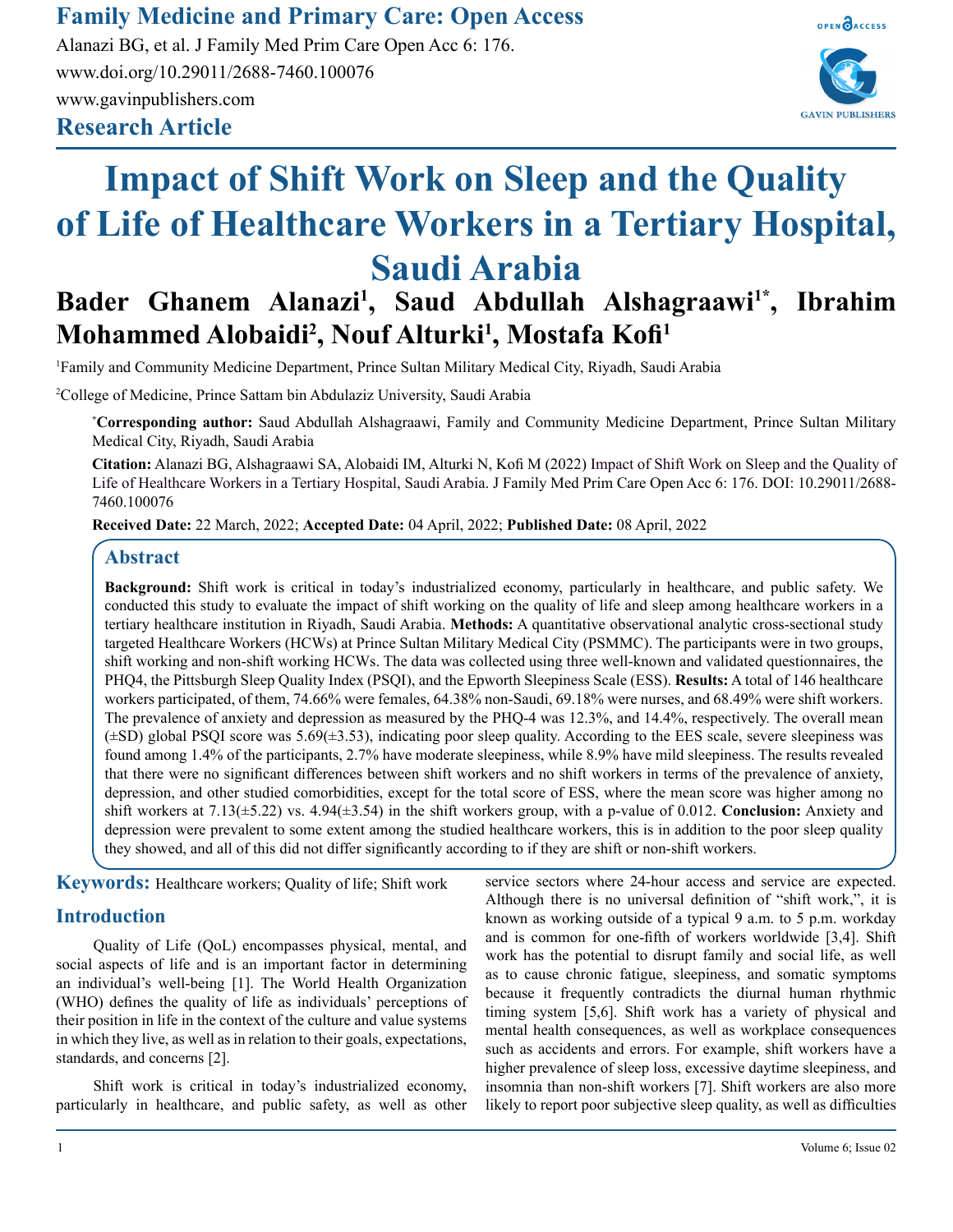Family Medicine and Primary Care: Open Access

Alanazi BG, et al. J Family Med Prim Care Open Acc 6: 176.

www.doi.org/10.29011/2688-7460.100076

www.gavinpublishers.com

Research Article

# Impact of Shift Work on Sleep and the Quality of Life of Healthcare Workers in a Tertiary Hospital, Saudi Arabia

**Bader Ghanem Alanazi[1], Saud Abdullah Alshagraawi[1*], Ibrahim Mohammed Alobaidi[2], Nouf Alturki[1], Mostafa Kofi[1]**

[1]Family and Community Medicine Department, Prince Sultan Military Medical City, Riyadh, Saudi Arabia

[2]College of Medicine, Prince Sattam bin Abdulaziz University, Saudi Arabia

***Corresponding author:** Saud Abdullah Alshagraawi, Family and Community Medicine Department, Prince Sultan Military Medical City, Riyadh, Saudi Arabia

**Citation:** Alanazi BG, Alshagraawi SA, Alobaidi IM, Alturki N, Kofi M (2022) Impact of Shift Work on Sleep and the Quality of Life of Healthcare Workers in a Tertiary Hospital, Saudi Arabia. J Family Med Prim Care Open Acc 6: 176. DOI: 10.29011/2688-7460.100076

**Received Date:** 22 March, 2022; **Accepted Date:** 04 April, 2022; **Published Date:** 08 April, 2022

## Abstract

**Background:** Shift work is critical in today's industrialized economy, particularly in healthcare, and public safety. We conducted this study to evaluate the impact of shift working on the quality of life and sleep among healthcare workers in a tertiary healthcare institution in Riyadh, Saudi Arabia. **Methods:** A quantitative observational analytic cross-sectional study targeted Healthcare Workers (HCWs) at Prince Sultan Military Medical City (PSMMC). The participants were in two groups, shift working and non-shift working HCWs. The data was collected using three well-known and validated questionnaires, the PHQ4, the Pittsburgh Sleep Quality Index (PSQI), and the Epworth Sleepiness Scale (ESS). **Results:** A total of 146 healthcare workers participated, of them, 74.66% were females, 64.38% non-Saudi, 69.18% were nurses, and 68.49% were shift workers. The prevalence of anxiety and depression as measured by the PHQ-4 was 12.3%, and 14.4%, respectively. The overall mean (±SD) global PSQI score was 5.69(±3.53), indicating poor sleep quality. According to the EES scale, severe sleepiness was found among 1.4% of the participants, 2.7% have moderate sleepiness, while 8.9% have mild sleepiness. The results revealed that there were no significant differences between shift workers and no shift workers in terms of the prevalence of anxiety, depression, and other studied comorbidities, except for the total score of ESS, where the mean score was higher among no shift workers at 7.13(±5.22) vs. 4.94(±3.54) in the shift workers group, with a p-value of 0.012. **Conclusion:** Anxiety and depression were prevalent to some extent among the studied healthcare workers, this is in addition to the poor sleep quality they showed, and all of this did not differ significantly according to if they are shift or non-shift workers.

**Keywords:** Healthcare workers; Quality of life; Shift work

## Introduction

Quality of Life (QoL) encompasses physical, mental, and social aspects of life and is an important factor in determining an individual's well-being [1]. The World Health Organization (WHO) defines the quality of life as individuals' perceptions of their position in life in the context of the culture and value systems in which they live, as well as in relation to their goals, expectations, standards, and concerns [2].

Shift work is critical in today's industrialized economy, particularly in healthcare, and public safety, as well as other service sectors where 24-hour access and service are expected. Although there is no universal definition of "shift work,", it is known as working outside of a typical 9 a.m. to 5 p.m. workday and is common for one-fifth of workers worldwide [3,4]. Shift work has the potential to disrupt family and social life, as well as to cause chronic fatigue, sleepiness, and somatic symptoms because it frequently contradicts the diurnal human rhythmic timing system [5,6]. Shift work has a variety of physical and mental health consequences, as well as workplace consequences such as accidents and errors. For example, shift workers have a higher prevalence of sleep loss, excessive daytime sleepiness, and insomnia than non-shift workers [7]. Shift workers are also more likely to report poor subjective sleep quality, as well as difficulties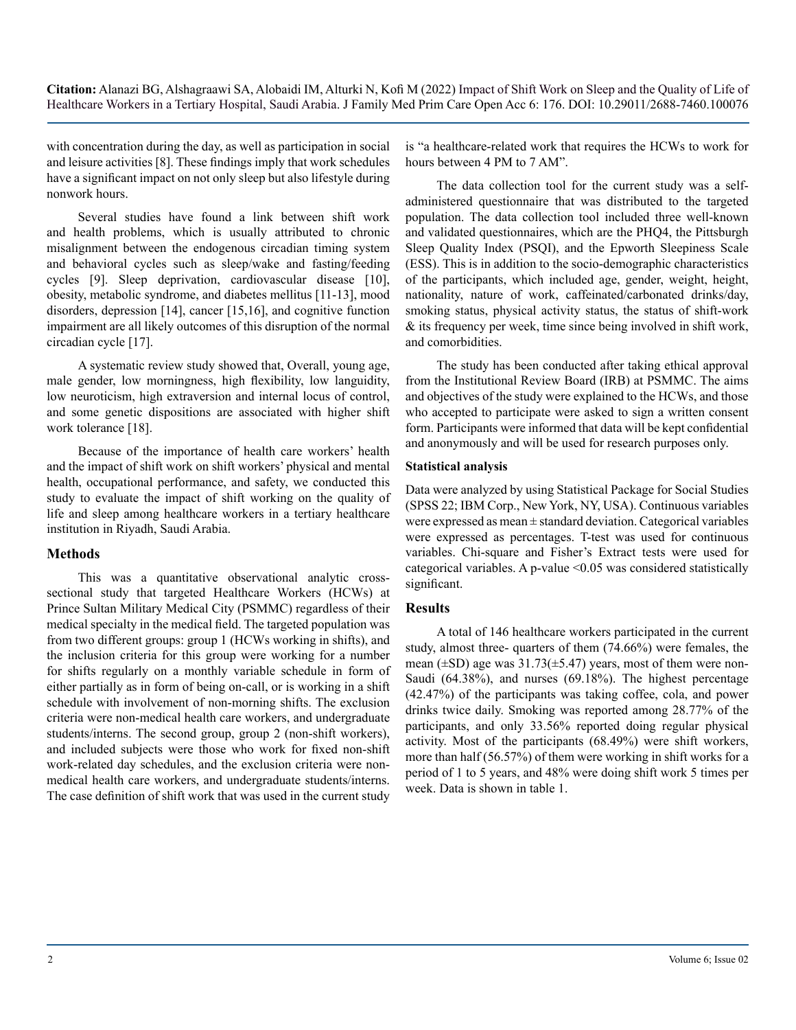with concentration during the day, as well as participation in social and leisure activities [8]. These findings imply that work schedules have a significant impact on not only sleep but also lifestyle during nonwork hours.

Several studies have found a link between shift work and health problems, which is usually attributed to chronic misalignment between the endogenous circadian timing system and behavioral cycles such as sleep/wake and fasting/feeding cycles [9]. Sleep deprivation, cardiovascular disease [10], obesity, metabolic syndrome, and diabetes mellitus [11-13], mood disorders, depression [14], cancer [15,16], and cognitive function impairment are all likely outcomes of this disruption of the normal circadian cycle [17].

A systematic review study showed that, Overall, young age, male gender, low morningness, high flexibility, low languidity, low neuroticism, high extraversion and internal locus of control, and some genetic dispositions are associated with higher shift work tolerance [18].

Because of the importance of health care workers' health and the impact of shift work on shift workers' physical and mental health, occupational performance, and safety, we conducted this study to evaluate the impact of shift working on the quality of life and sleep among healthcare workers in a tertiary healthcare institution in Riyadh, Saudi Arabia.

## Methods

This was a quantitative observational analytic cross-sectional study that targeted Healthcare Workers (HCWs) at Prince Sultan Military Medical City (PSMMC) regardless of their medical specialty in the medical field. The targeted population was from two different groups: group 1 (HCWs working in shifts), and the inclusion criteria for this group were working for a number for shifts regularly on a monthly variable schedule in form of either partially as in form of being on-call, or is working in a shift schedule with involvement of non-morning shifts. The exclusion criteria were non-medical health care workers, and undergraduate students/interns. The second group, group 2 (non-shift workers), and included subjects were those who work for fixed non-shift work-related day schedules, and the exclusion criteria were non-medical health care workers, and undergraduate students/interns. The case definition of shift work that was used in the current study is "a healthcare-related work that requires the HCWs to work for hours between 4 PM to 7 AM".

The data collection tool for the current study was a self-administered questionnaire that was distributed to the targeted population. The data collection tool included three well-known and validated questionnaires, which are the PHQ4, the Pittsburgh Sleep Quality Index (PSQI), and the Epworth Sleepiness Scale (ESS). This is in addition to the socio-demographic characteristics of the participants, which included age, gender, weight, height, nationality, nature of work, caffeinated/carbonated drinks/day, smoking status, physical activity status, the status of shift-work & its frequency per week, time since being involved in shift work, and comorbidities.

The study has been conducted after taking ethical approval from the Institutional Review Board (IRB) at PSMMC. The aims and objectives of the study were explained to the HCWs, and those who accepted to participate were asked to sign a written consent form. Participants were informed that data will be kept confidential and anonymously and will be used for research purposes only.

### Statistical analysis

Data were analyzed by using Statistical Package for Social Studies (SPSS 22; IBM Corp., New York, NY, USA). Continuous variables were expressed as mean ± standard deviation. Categorical variables were expressed as percentages. T-test was used for continuous variables. Chi-square and Fisher's Extract tests were used for categorical variables. A p-value <0.05 was considered statistically significant.

## Results

A total of 146 healthcare workers participated in the current study, almost three- quarters of them (74.66%) were females, the mean (±SD) age was 31.73(±5.47) years, most of them were non-Saudi (64.38%), and nurses (69.18%). The highest percentage (42.47%) of the participants was taking coffee, cola, and power drinks twice daily. Smoking was reported among 28.77% of the participants, and only 33.56% reported doing regular physical activity. Most of the participants (68.49%) were shift workers, more than half (56.57%) of them were working in shift works for a period of 1 to 5 years, and 48% were doing shift work 5 times per week. Data is shown in table 1.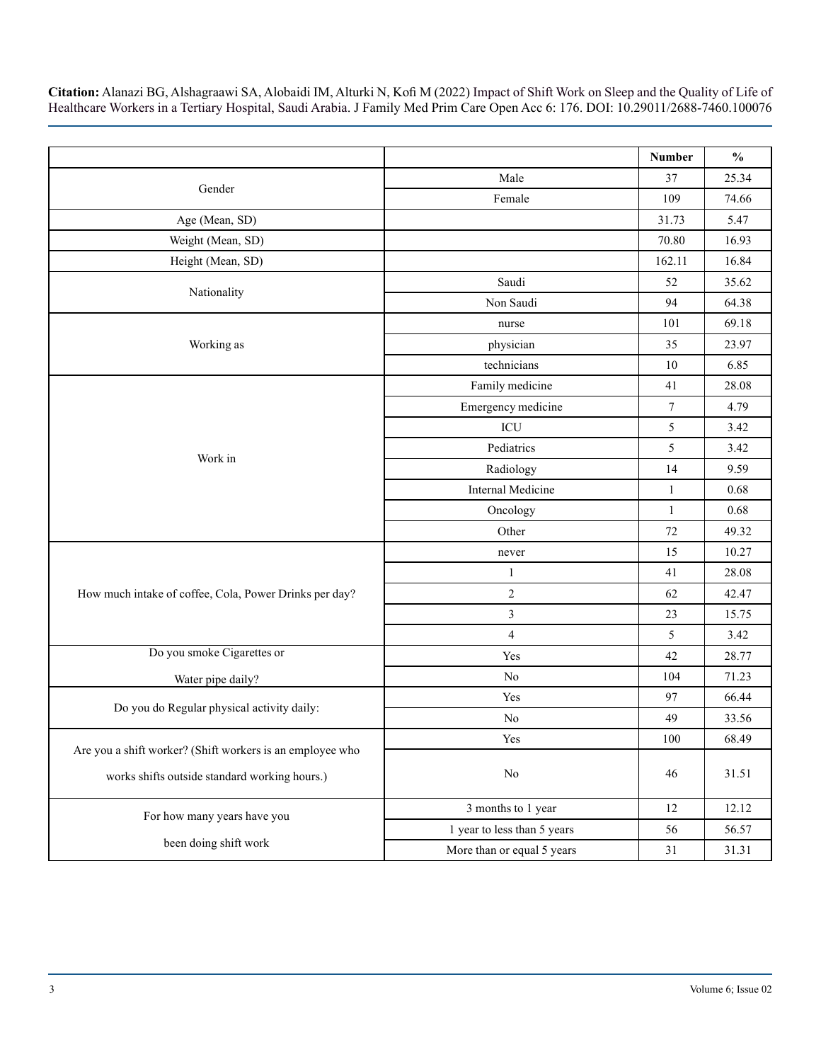| | | Number | % |
|---|---|---|---|
| Gender | Male | 37 | 25.34 |
| | Female | 109 | 74.66 |
| Age (Mean, SD) | | 31.73 | 5.47 |
| Weight (Mean, SD) | | 70.80 | 16.93 |
| Height (Mean, SD) | | 162.11 | 16.84 |
| Nationality | Saudi | 52 | 35.62 |
| | Non Saudi | 94 | 64.38 |
| Working as | nurse | 101 | 69.18 |
| | physician | 35 | 23.97 |
| | technicians | 10 | 6.85 |
| Work in | Family medicine | 41 | 28.08 |
| | Emergency medicine | 7 | 4.79 |
| | ICU | 5 | 3.42 |
| | Pediatrics | 5 | 3.42 |
| | Radiology | 14 | 9.59 |
| | Internal Medicine | 1 | 0.68 |
| | Oncology | 1 | 0.68 |
| | Other | 72 | 49.32 |
| How much intake of coffee, Cola, Power Drinks per day? | never | 15 | 10.27 |
| | 1 | 41 | 28.08 |
| | 2 | 62 | 42.47 |
| | 3 | 23 | 15.75 |
| | 4 | 5 | 3.42 |
| Do you smoke Cigarettes or Water pipe daily? | Yes | 42 | 28.77 |
| | No | 104 | 71.23 |
| Do you do Regular physical activity daily: | Yes | 97 | 66.44 |
| | No | 49 | 33.56 |
| Are you a shift worker? (Shift workers is an employee who works shifts outside standard working hours.) | Yes | 100 | 68.49 |
| | No | 46 | 31.51 |
| For how many years have you been doing shift work | 3 months to 1 year | 12 | 12.12 |
| | 1 year to less than 5 years | 56 | 56.57 |
| | More than or equal 5 years | 31 | 31.31 |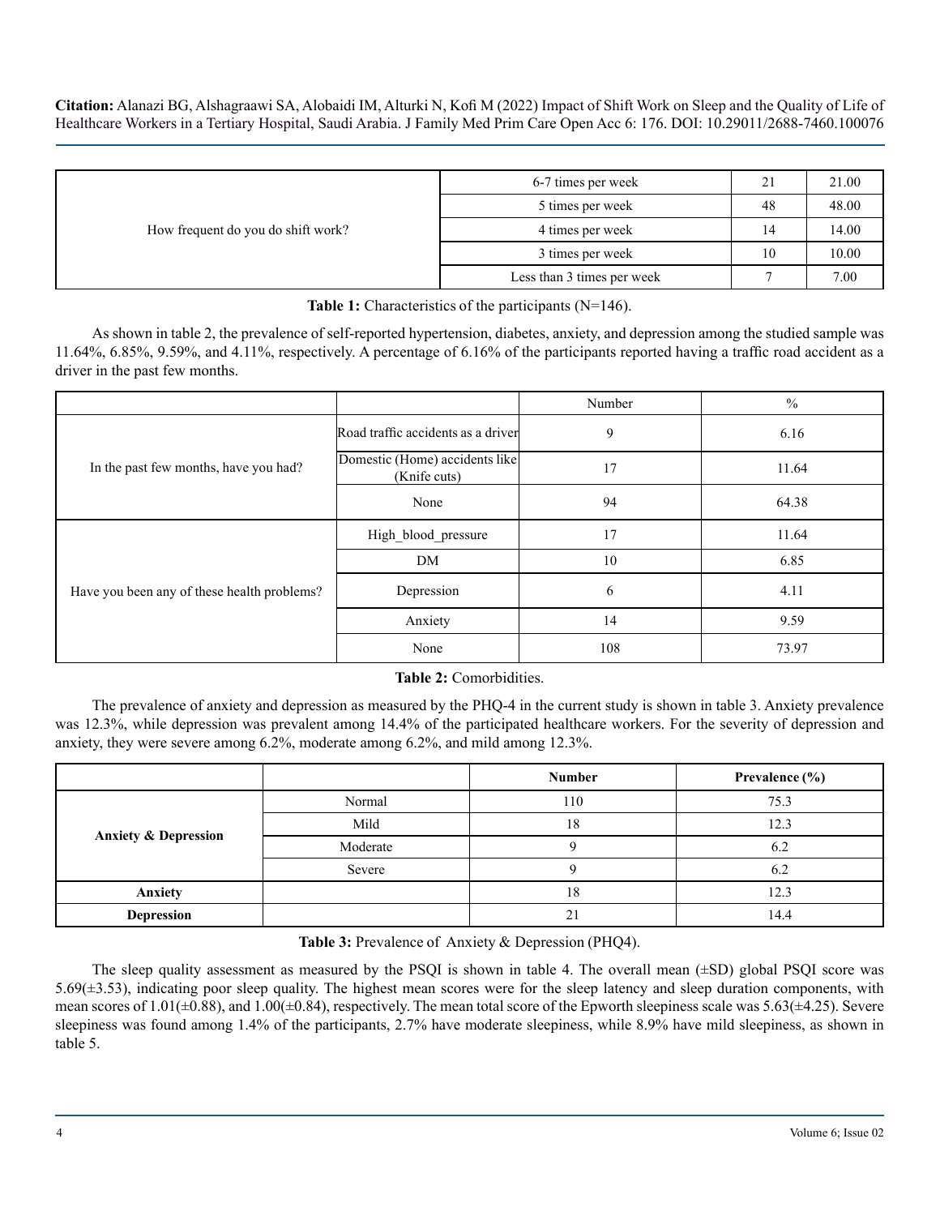| | | | |
|---|---|---|---|
| How frequent do you do shift work? | 6-7 times per week | 21 | 21.00 |
| | 5 times per week | 48 | 48.00 |
| | 4 times per week | 14 | 14.00 |
| | 3 times per week | 10 | 10.00 |
| | Less than 3 times per week | 7 | 7.00 |

**Table 1:** Characteristics of the participants (N=146).

As shown in table 2, the prevalence of self-reported hypertension, diabetes, anxiety, and depression among the studied sample was 11.64%, 6.85%, 9.59%, and 4.11%, respectively. A percentage of 6.16% of the participants reported having a traffic road accident as a driver in the past few months.

| | | Number | % |
|---|---|---|---|
| In the past few months, have you had? | Road traffic accidents as a driver | 9 | 6.16 |
| | Domestic (Home) accidents like (Knife cuts) | 17 | 11.64 |
| | None | 94 | 64.38 |
| Have you been any of these health problems? | High_blood_pressure | 17 | 11.64 |
| | DM | 10 | 6.85 |
| | Depression | 6 | 4.11 |
| | Anxiety | 14 | 9.59 |
| | None | 108 | 73.97 |

**Table 2:** Comorbidities.

The prevalence of anxiety and depression as measured by the PHQ-4 in the current study is shown in table 3. Anxiety prevalence was 12.3%, while depression was prevalent among 14.4% of the participated healthcare workers. For the severity of depression and anxiety, they were severe among 6.2%, moderate among 6.2%, and mild among 12.3%.

| | | **Number** | **Prevalence (%)** |
|---|---|---|---|
| **Anxiety & Depression** | Normal | 110 | 75.3 |
| | Mild | 18 | 12.3 |
| | Moderate | 9 | 6.2 |
| | Severe | 9 | 6.2 |
| **Anxiety** | | 18 | 12.3 |
| **Depression** | | 21 | 14.4 |

**Table 3:** Prevalence of Anxiety & Depression (PHQ4).

The sleep quality assessment as measured by the PSQI is shown in table 4. The overall mean (±SD) global PSQI score was 5.69(±3.53), indicating poor sleep quality. The highest mean scores were for the sleep latency and sleep duration components, with mean scores of 1.01(±0.88), and 1.00(±0.84), respectively. The mean total score of the Epworth sleepiness scale was 5.63(±4.25). Severe sleepiness was found among 1.4% of the participants, 2.7% have moderate sleepiness, while 8.9% have mild sleepiness, as shown in table 5.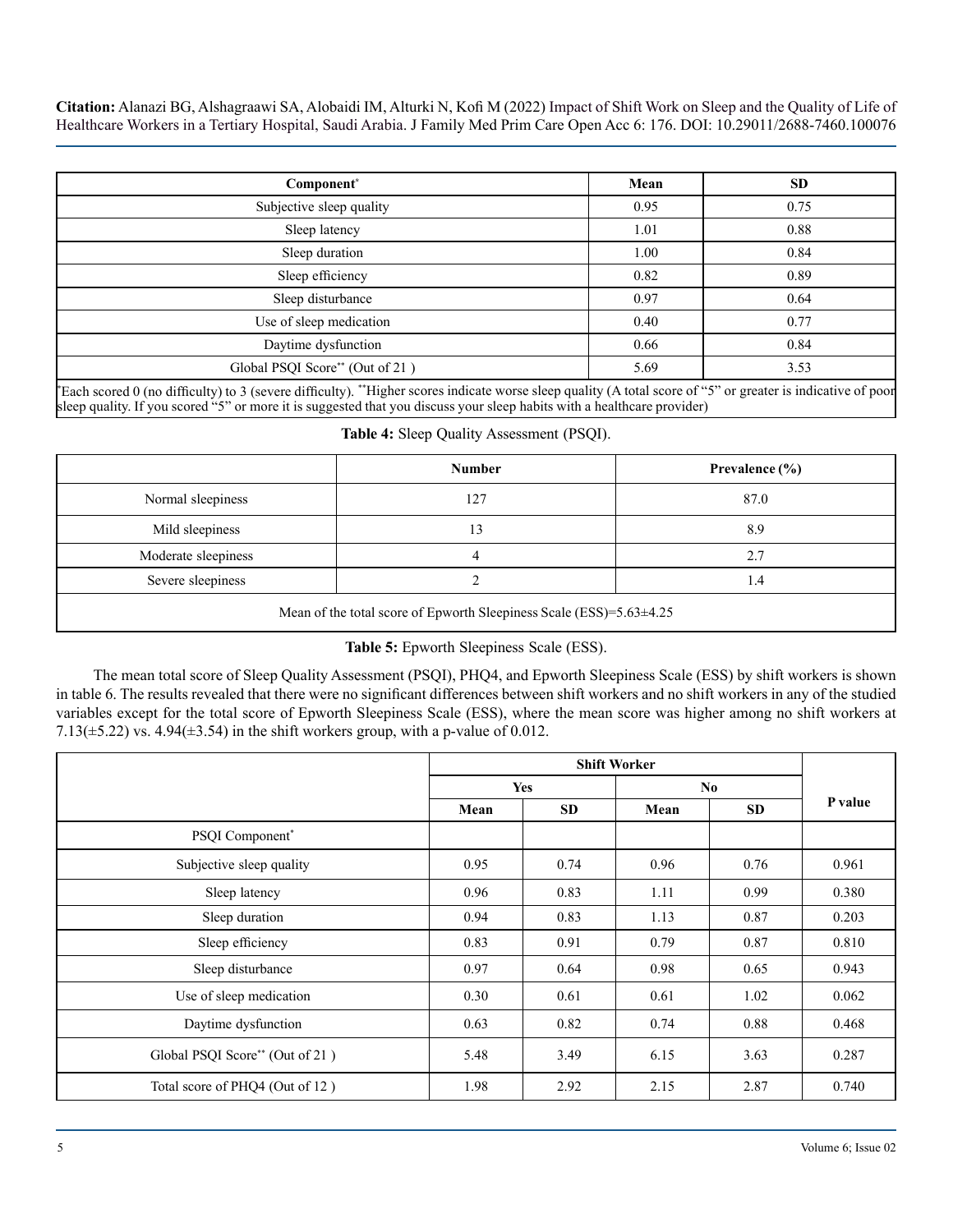| Component* | Mean | SD |
|---|---|---|
| Subjective sleep quality | 0.95 | 0.75 |
| Sleep latency | 1.01 | 0.88 |
| Sleep duration | 1.00 | 0.84 |
| Sleep efficiency | 0.82 | 0.89 |
| Sleep disturbance | 0.97 | 0.64 |
| Use of sleep medication | 0.40 | 0.77 |
| Daytime dysfunction | 0.66 | 0.84 |
| Global PSQI Score** (Out of 21 ) | 5.69 | 3.53 |

*Each scored 0 (no difficulty) to 3 (severe difficulty). **Higher scores indicate worse sleep quality (A total score of "5" or greater is indicative of poor sleep quality. If you scored "5" or more it is suggested that you discuss your sleep habits with a healthcare provider)

**Table 4:** Sleep Quality Assessment (PSQI).

| | Number | Prevalence (%) |
|---|---|---|
| Normal sleepiness | 127 | 87.0 |
| Mild sleepiness | 13 | 8.9 |
| Moderate sleepiness | 4 | 2.7 |
| Severe sleepiness | 2 | 1.4 |
| Mean of the total score of Epworth Sleepiness Scale (ESS)=5.63±4.25 | | |

**Table 5:** Epworth Sleepiness Scale (ESS).

The mean total score of Sleep Quality Assessment (PSQI), PHQ4, and Epworth Sleepiness Scale (ESS) by shift workers is shown in table 6. The results revealed that there were no significant differences between shift workers and no shift workers in any of the studied variables except for the total score of Epworth Sleepiness Scale (ESS), where the mean score was higher among no shift workers at 7.13(±5.22) vs. 4.94(±3.54) in the shift workers group, with a p-value of 0.012.

| | Shift Worker | | | | P value |
|---|---|---|---|---|---|
| | Yes | | No | | |
| | Mean | SD | Mean | SD | |
| PSQI Component* | | | | | |
| Subjective sleep quality | 0.95 | 0.74 | 0.96 | 0.76 | 0.961 |
| Sleep latency | 0.96 | 0.83 | 1.11 | 0.99 | 0.380 |
| Sleep duration | 0.94 | 0.83 | 1.13 | 0.87 | 0.203 |
| Sleep efficiency | 0.83 | 0.91 | 0.79 | 0.87 | 0.810 |
| Sleep disturbance | 0.97 | 0.64 | 0.98 | 0.65 | 0.943 |
| Use of sleep medication | 0.30 | 0.61 | 0.61 | 1.02 | 0.062 |
| Daytime dysfunction | 0.63 | 0.82 | 0.74 | 0.88 | 0.468 |
| Global PSQI Score** (Out of 21 ) | 5.48 | 3.49 | 6.15 | 3.63 | 0.287 |
| Total score of PHQ4 (Out of 12 ) | 1.98 | 2.92 | 2.15 | 2.87 | 0.740 |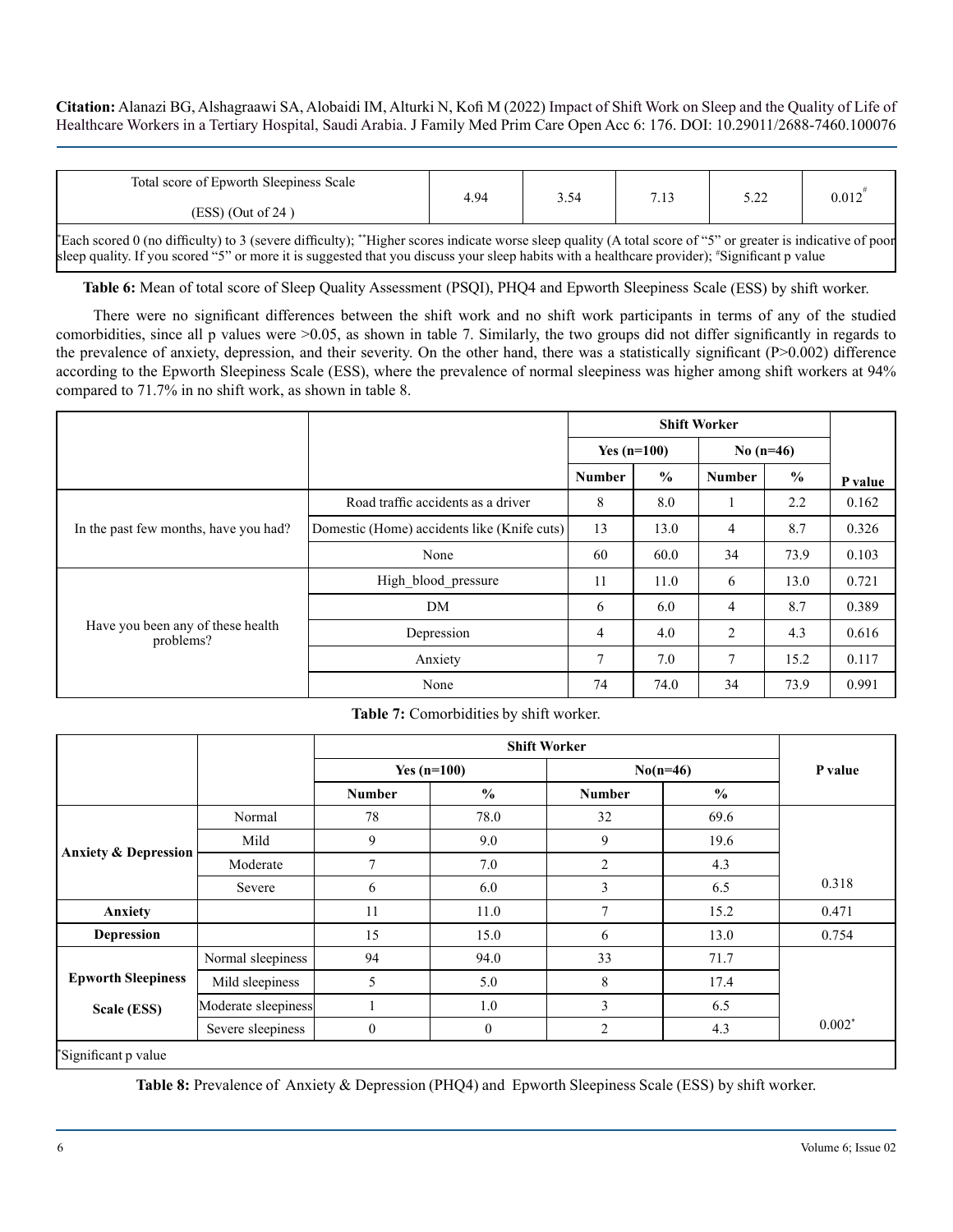| Total score of Epworth Sleepiness Scale (ESS) (Out of 24 ) | 4.94 | 3.54 | 7.13 | 5.22 | 0.012# |
|---|---|---|---|---|---|

*Each scored 0 (no difficulty) to 3 (severe difficulty); **Higher scores indicate worse sleep quality (A total score of "5" or greater is indicative of poor sleep quality. If you scored "5" or more it is suggested that you discuss your sleep habits with a healthcare provider); #Significant p value

**Table 6:** Mean of total score of Sleep Quality Assessment (PSQI), PHQ4 and Epworth Sleepiness Scale (ESS) by shift worker.

There were no significant differences between the shift work and no shift work participants in terms of any of the studied comorbidities, since all p values were >0.05, as shown in table 7. Similarly, the two groups did not differ significantly in regards to the prevalence of anxiety, depression, and their severity. On the other hand, there was a statistically significant (P>0.002) difference according to the Epworth Sleepiness Scale (ESS), where the prevalence of normal sleepiness was higher among shift workers at 94% compared to 71.7% in no shift work, as shown in table 8.

| | | Shift Worker | | | | |
|---|---|---|---|---|---|---|
| | | Yes (n=100) | | No (n=46) | | |
| | | Number | % | Number | % | P value |
| In the past few months, have you had? | Road traffic accidents as a driver | 8 | 8.0 | 1 | 2.2 | 0.162 |
| | Domestic (Home) accidents like (Knife cuts) | 13 | 13.0 | 4 | 8.7 | 0.326 |
| | None | 60 | 60.0 | 34 | 73.9 | 0.103 |
| Have you been any of these health problems? | High_blood_pressure | 11 | 11.0 | 6 | 13.0 | 0.721 |
| | DM | 6 | 6.0 | 4 | 8.7 | 0.389 |
| | Depression | 4 | 4.0 | 2 | 4.3 | 0.616 |
| | Anxiety | 7 | 7.0 | 7 | 15.2 | 0.117 |
| | None | 74 | 74.0 | 34 | 73.9 | 0.991 |

**Table 7:** Comorbidities by shift worker.

| | | Shift Worker | | | | P value |
|---|---|---|---|---|---|---|
| | | Yes (n=100) | | No(n=46) | | |
| | | Number | % | Number | % | |
| **Anxiety & Depression** | Normal | 78 | 78.0 | 32 | 69.6 | 0.318 |
| | Mild | 9 | 9.0 | 9 | 19.6 | |
| | Moderate | 7 | 7.0 | 2 | 4.3 | |
| | Severe | 6 | 6.0 | 3 | 6.5 | |
| **Anxiety** | | 11 | 11.0 | 7 | 15.2 | 0.471 |
| **Depression** | | 15 | 15.0 | 6 | 13.0 | 0.754 |
| **Epworth Sleepiness Scale (ESS)** | Normal sleepiness | 94 | 94.0 | 33 | 71.7 | 0.002* |
| | Mild sleepiness | 5 | 5.0 | 8 | 17.4 | |
| | Moderate sleepiness | 1 | 1.0 | 3 | 6.5 | |
| | Severe sleepiness | 0 | 0 | 2 | 4.3 | |

*Significant p value

**Table 8:** Prevalence of Anxiety & Depression (PHQ4) and Epworth Sleepiness Scale (ESS) by shift worker.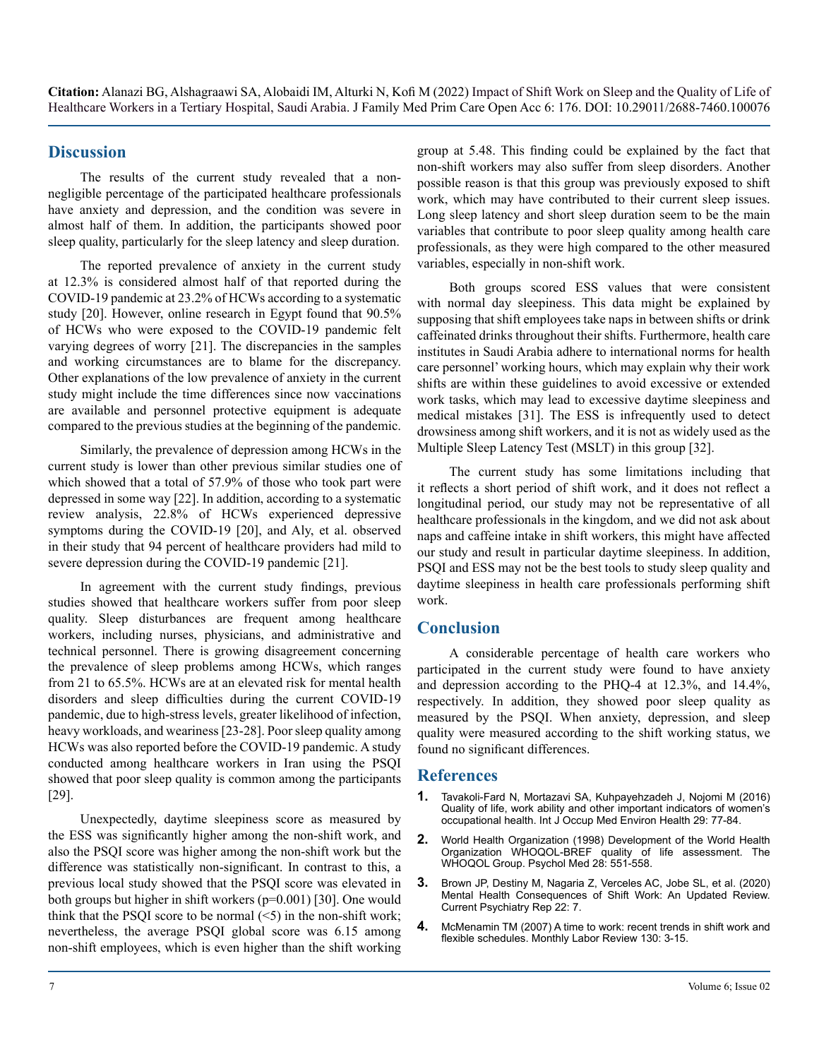## Discussion

The results of the current study revealed that a non-negligible percentage of the participated healthcare professionals have anxiety and depression, and the condition was severe in almost half of them. In addition, the participants showed poor sleep quality, particularly for the sleep latency and sleep duration.

The reported prevalence of anxiety in the current study at 12.3% is considered almost half of that reported during the COVID-19 pandemic at 23.2% of HCWs according to a systematic study [20]. However, online research in Egypt found that 90.5% of HCWs who were exposed to the COVID-19 pandemic felt varying degrees of worry [21]. The discrepancies in the samples and working circumstances are to blame for the discrepancy. Other explanations of the low prevalence of anxiety in the current study might include the time differences since now vaccinations are available and personnel protective equipment is adequate compared to the previous studies at the beginning of the pandemic.

Similarly, the prevalence of depression among HCWs in the current study is lower than other previous similar studies one of which showed that a total of 57.9% of those who took part were depressed in some way [22]. In addition, according to a systematic review analysis, 22.8% of HCWs experienced depressive symptoms during the COVID-19 [20], and Aly, et al. observed in their study that 94 percent of healthcare providers had mild to severe depression during the COVID-19 pandemic [21].

In agreement with the current study findings, previous studies showed that healthcare workers suffer from poor sleep quality. Sleep disturbances are frequent among healthcare workers, including nurses, physicians, and administrative and technical personnel. There is growing disagreement concerning the prevalence of sleep problems among HCWs, which ranges from 21 to 65.5%. HCWs are at an elevated risk for mental health disorders and sleep difficulties during the current COVID-19 pandemic, due to high-stress levels, greater likelihood of infection, heavy workloads, and weariness [23-28]. Poor sleep quality among HCWs was also reported before the COVID-19 pandemic. A study conducted among healthcare workers in Iran using the PSQI showed that poor sleep quality is common among the participants [29].

Unexpectedly, daytime sleepiness score as measured by the ESS was significantly higher among the non-shift work, and also the PSQI score was higher among the non-shift work but the difference was statistically non-significant. In contrast to this, a previous local study showed that the PSQI score was elevated in both groups but higher in shift workers (p=0.001) [30]. One would think that the PSQI score to be normal (<5) in the non-shift work; nevertheless, the average PSQI global score was 6.15 among non-shift employees, which is even higher than the shift working group at 5.48. This finding could be explained by the fact that non-shift workers may also suffer from sleep disorders. Another possible reason is that this group was previously exposed to shift work, which may have contributed to their current sleep issues. Long sleep latency and short sleep duration seem to be the main variables that contribute to poor sleep quality among health care professionals, as they were high compared to the other measured variables, especially in non-shift work.

Both groups scored ESS values that were consistent with normal day sleepiness. This data might be explained by supposing that shift employees take naps in between shifts or drink caffeinated drinks throughout their shifts. Furthermore, health care institutes in Saudi Arabia adhere to international norms for health care personnel' working hours, which may explain why their work shifts are within these guidelines to avoid excessive or extended work tasks, which may lead to excessive daytime sleepiness and medical mistakes [31]. The ESS is infrequently used to detect drowsiness among shift workers, and it is not as widely used as the Multiple Sleep Latency Test (MSLT) in this group [32].

The current study has some limitations including that it reflects a short period of shift work, and it does not reflect a longitudinal period, our study may not be representative of all healthcare professionals in the kingdom, and we did not ask about naps and caffeine intake in shift workers, this might have affected our study and result in particular daytime sleepiness. In addition, PSQI and ESS may not be the best tools to study sleep quality and daytime sleepiness in health care professionals performing shift work.

## Conclusion

A considerable percentage of health care workers who participated in the current study were found to have anxiety and depression according to the PHQ-4 at 12.3%, and 14.4%, respectively. In addition, they showed poor sleep quality as measured by the PSQI. When anxiety, depression, and sleep quality were measured according to the shift working status, we found no significant differences.

## References

1. Tavakoli-Fard N, Mortazavi SA, Kuhpayehzadeh J, Nojomi M (2016) Quality of life, work ability and other important indicators of women's occupational health. Int J Occup Med Environ Health 29: 77-84.
2. World Health Organization (1998) Development of the World Health Organization WHOQOL-BREF quality of life assessment. The WHOQOL Group. Psychol Med 28: 551-558.
3. Brown JP, Destiny M, Nagaria Z, Verceles AC, Jobe SL, et al. (2020) Mental Health Consequences of Shift Work: An Updated Review. Current Psychiatry Rep 22: 7.
4. McMenamin TM (2007) A time to work: recent trends in shift work and flexible schedules. Monthly Labor Review 130: 3-15.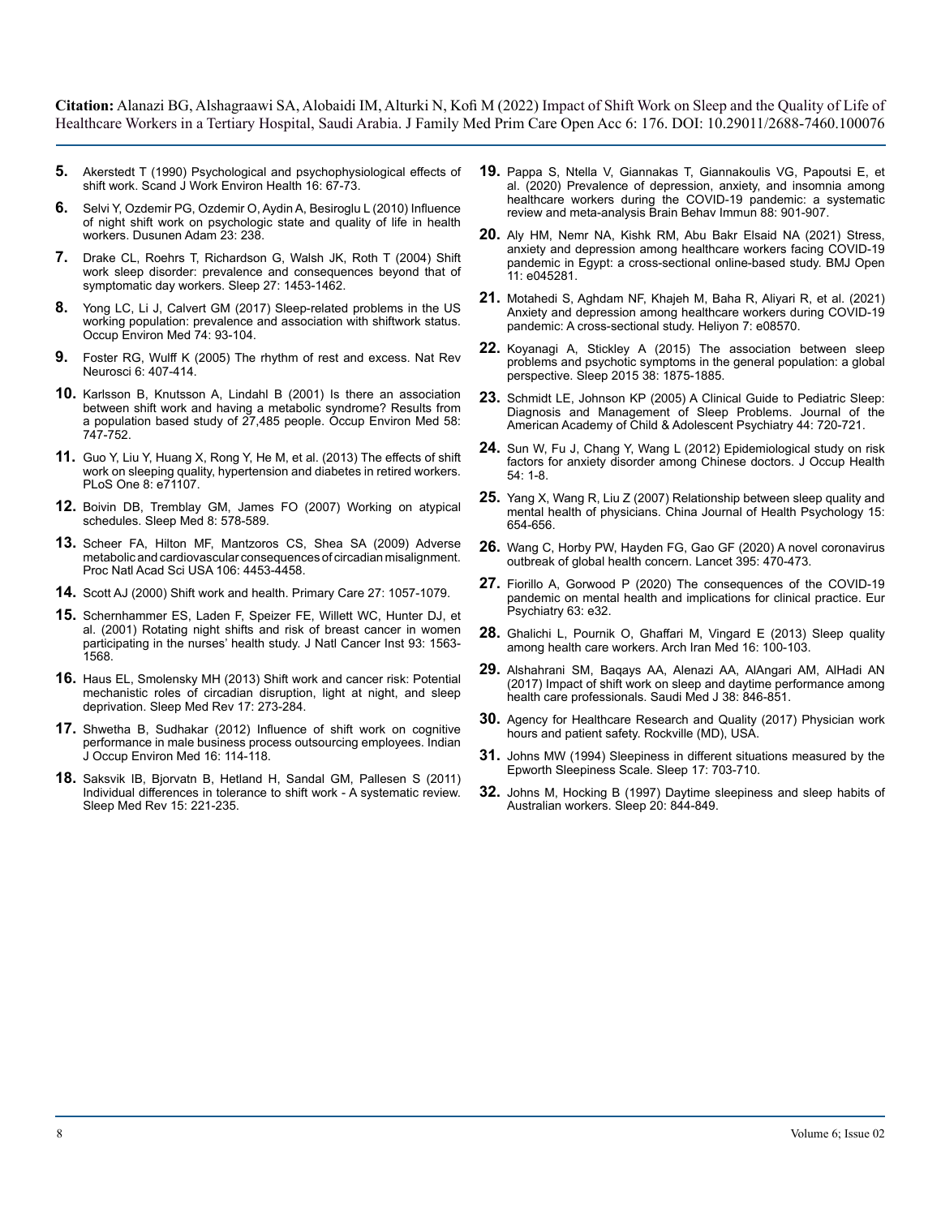5. Akerstedt T (1990) Psychological and psychophysiological effects of shift work. Scand J Work Environ Health 16: 67-73.

6. Selvi Y, Ozdemir PG, Ozdemir O, Aydin A, Besiroglu L (2010) Influence of night shift work on psychologic state and quality of life in health workers. Dusunen Adam 23: 238.

7. Drake CL, Roehrs T, Richardson G, Walsh JK, Roth T (2004) Shift work sleep disorder: prevalence and consequences beyond that of symptomatic day workers. Sleep 27: 1453-1462.

8. Yong LC, Li J, Calvert GM (2017) Sleep-related problems in the US working population: prevalence and association with shiftwork status. Occup Environ Med 74: 93-104.

9. Foster RG, Wulff K (2005) The rhythm of rest and excess. Nat Rev Neurosci 6: 407-414.

10. Karlsson B, Knutsson A, Lindahl B (2001) Is there an association between shift work and having a metabolic syndrome? Results from a population based study of 27,485 people. Occup Environ Med 58: 747-752.

11. Guo Y, Liu Y, Huang X, Rong Y, He M, et al. (2013) The effects of shift work on sleeping quality, hypertension and diabetes in retired workers. PLoS One 8: e71107.

12. Boivin DB, Tremblay GM, James FO (2007) Working on atypical schedules. Sleep Med 8: 578-589.

13. Scheer FA, Hilton MF, Mantzoros CS, Shea SA (2009) Adverse metabolic and cardiovascular consequences of circadian misalignment. Proc Natl Acad Sci USA 106: 4453-4458.

14. Scott AJ (2000) Shift work and health. Primary Care 27: 1057-1079.

15. Schernhammer ES, Laden F, Speizer FE, Willett WC, Hunter DJ, et al. (2001) Rotating night shifts and risk of breast cancer in women participating in the nurses' health study. J Natl Cancer Inst 93: 1563-1568.

16. Haus EL, Smolensky MH (2013) Shift work and cancer risk: Potential mechanistic roles of circadian disruption, light at night, and sleep deprivation. Sleep Med Rev 17: 273-284.

17. Shwetha B, Sudhakar (2012) Influence of shift work on cognitive performance in male business process outsourcing employees. Indian J Occup Environ Med 16: 114-118.

18. Saksvik IB, Bjorvatn B, Hetland H, Sandal GM, Pallesen S (2011) Individual differences in tolerance to shift work - A systematic review. Sleep Med Rev 15: 221-235.

19. Pappa S, Ntella V, Giannakas T, Giannakoulis VG, Papoutsi E, et al. (2020) Prevalence of depression, anxiety, and insomnia among healthcare workers during the COVID-19 pandemic: a systematic review and meta-analysis Brain Behav Immun 88: 901-907.

20. Aly HM, Nemr NA, Kishk RM, Abu Bakr Elsaid NA (2021) Stress, anxiety and depression among healthcare workers facing COVID-19 pandemic in Egypt: a cross-sectional online-based study. BMJ Open 11: e045281.

21. Motahedi S, Aghdam NF, Khajeh M, Baha R, Aliyari R, et al. (2021) Anxiety and depression among healthcare workers during COVID-19 pandemic: A cross-sectional study. Heliyon 7: e08570.

22. Koyanagi A, Stickley A (2015) The association between sleep problems and psychotic symptoms in the general population: a global perspective. Sleep 2015 38: 1875-1885.

23. Schmidt LE, Johnson KP (2005) A Clinical Guide to Pediatric Sleep: Diagnosis and Management of Sleep Problems. Journal of the American Academy of Child & Adolescent Psychiatry 44: 720-721.

24. Sun W, Fu J, Chang Y, Wang L (2012) Epidemiological study on risk factors for anxiety disorder among Chinese doctors. J Occup Health 54: 1-8.

25. Yang X, Wang R, Liu Z (2007) Relationship between sleep quality and mental health of physicians. China Journal of Health Psychology 15: 654-656.

26. Wang C, Horby PW, Hayden FG, Gao GF (2020) A novel coronavirus outbreak of global health concern. Lancet 395: 470-473.

27. Fiorillo A, Gorwood P (2020) The consequences of the COVID-19 pandemic on mental health and implications for clinical practice. Eur Psychiatry 63: e32.

28. Ghalichi L, Pournik O, Ghaffari M, Vingard E (2013) Sleep quality among health care workers. Arch Iran Med 16: 100-103.

29. Alshahrani SM, Baqays AA, Alenazi AA, AlAngari AM, AlHadi AN (2017) Impact of shift work on sleep and daytime performance among health care professionals. Saudi Med J 38: 846-851.

30. Agency for Healthcare Research and Quality (2017) Physician work hours and patient safety. Rockville (MD), USA.

31. Johns MW (1994) Sleepiness in different situations measured by the Epworth Sleepiness Scale. Sleep 17: 703-710.

32. Johns M, Hocking B (1997) Daytime sleepiness and sleep habits of Australian workers. Sleep 20: 844-849.